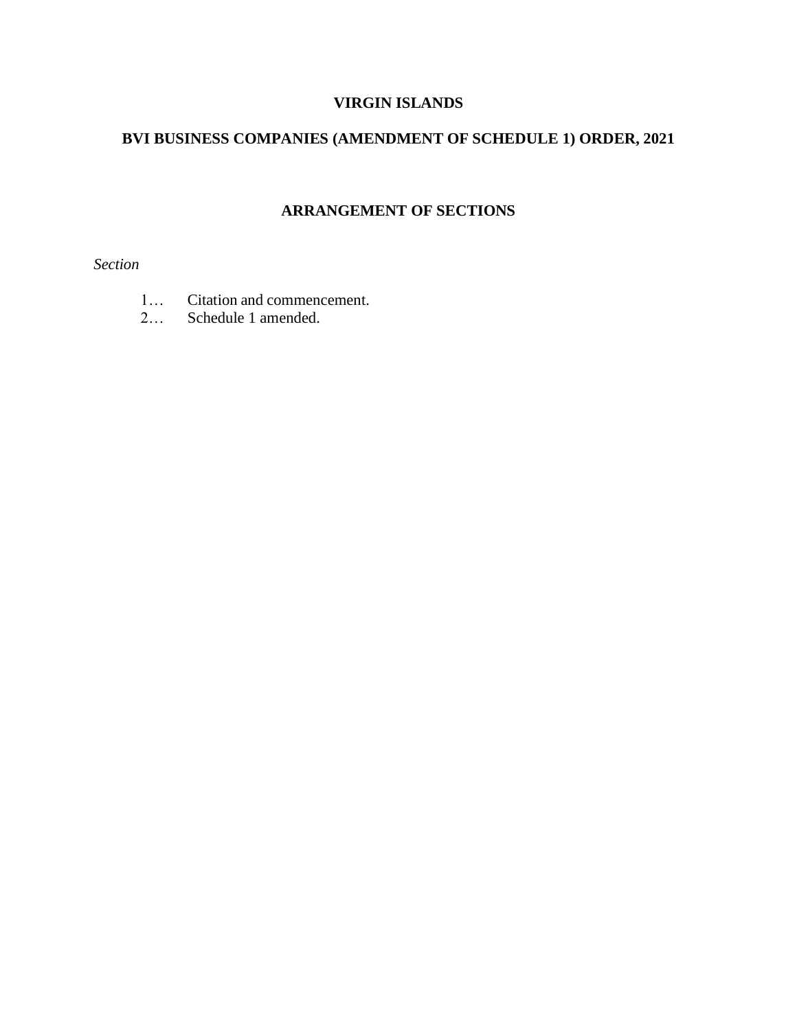**VIRGIN ISLANDS**

**BVI BUSINESS COMPANIES (AMENDMENT OF SCHEDULE 1) ORDER, 2021**

**ARRANGEMENT OF SECTIONS**

*Section*

1… Citation and commencement.
2… Schedule 1 amended.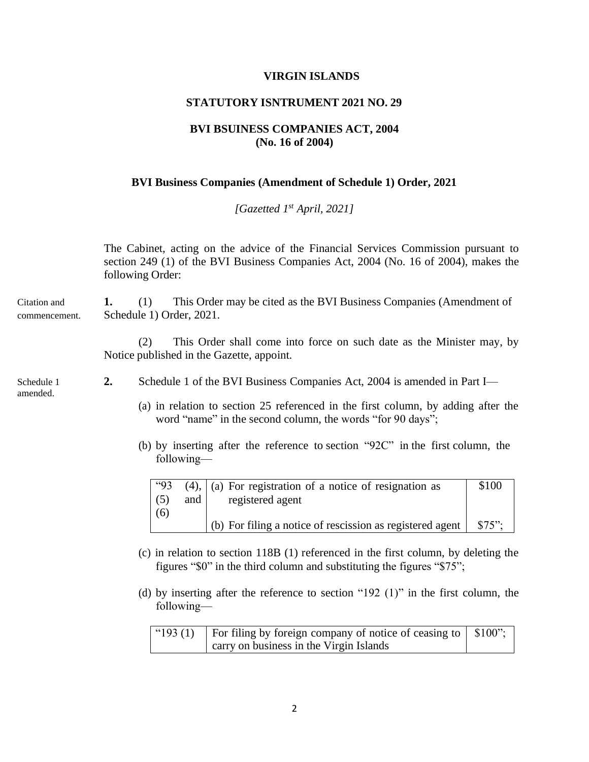**VIRGIN ISLANDS**

**STATUTORY ISNTRUMENT 2021 NO. 29**

**BVI BSUINESS COMPANIES ACT, 2004**
**(No. 16 of 2004)**

**BVI Business Companies (Amendment of Schedule 1) Order, 2021**

*[Gazetted 1st April, 2021]*

The Cabinet, acting on the advice of the Financial Services Commission pursuant to section 249 (1) of the BVI Business Companies Act, 2004 (No. 16 of 2004), makes the following Order:

Citation and commencement.

**1.** (1) This Order may be cited as the BVI Business Companies (Amendment of Schedule 1) Order, 2021.

(2) This Order shall come into force on such date as the Minister may, by Notice published in the Gazette, appoint.

Schedule 1 amended.

**2.** Schedule 1 of the BVI Business Companies Act, 2004 is amended in Part I—

(a) in relation to section 25 referenced in the first column, by adding after the word "name" in the second column, the words "for 90 days";

(b) by inserting after the reference to section "92C" in the first column, the following—

| | | |
|---|---|---|
| "93 (4), (5) and (6) | (a) For registration of a notice of resignation as registered agent | $100 |
| | (b) For filing a notice of rescission as registered agent | $75"; |

(c) in relation to section 118B (1) referenced in the first column, by deleting the figures "$0" in the third column and substituting the figures "$75";

(d) by inserting after the reference to section "192 (1)" in the first column, the following—

| | | |
|---|---|---|
| "193 (1) | For filing by foreign company of notice of ceasing to carry on business in the Virgin Islands | $100"; |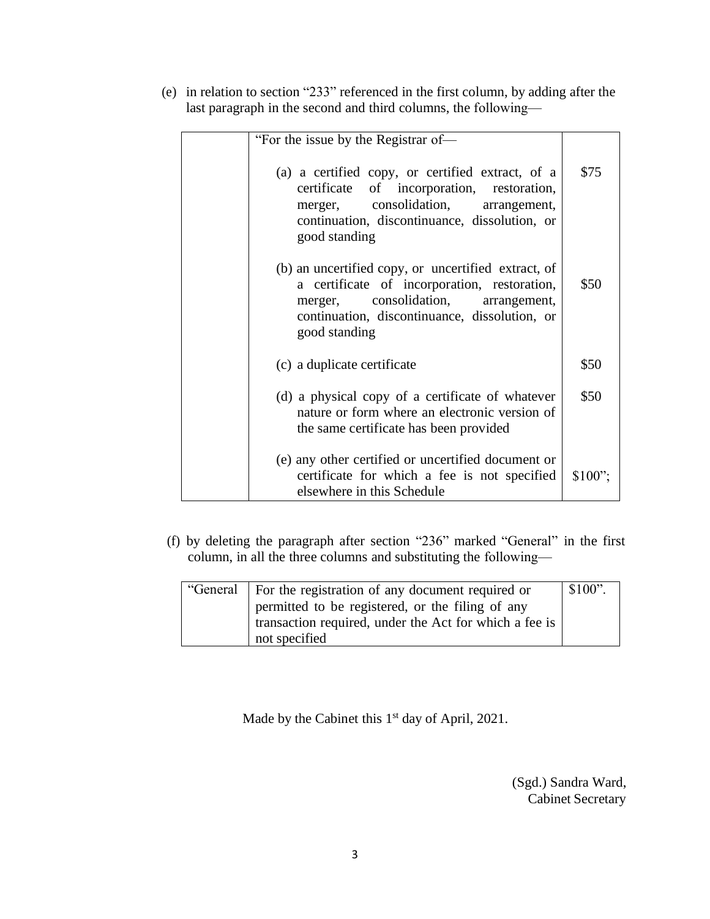(e) in relation to section "233" referenced in the first column, by adding after the last paragraph in the second and third columns, the following—

| | | |
|---|---|---|
| | "For the issue by the Registrar of— | |
| | (a) a certified copy, or certified extract, of a certificate of incorporation, restoration, merger, consolidation, arrangement, continuation, discontinuance, dissolution, or good standing | $75 |
| | (b) an uncertified copy, or uncertified extract, of a certificate of incorporation, restoration, merger, consolidation, arrangement, continuation, discontinuance, dissolution, or good standing | $50 |
| | (c) a duplicate certificate | $50 |
| | (d) a physical copy of a certificate of whatever nature or form where an electronic version of the same certificate has been provided | $50 |
| | (e) any other certified or uncertified document or certificate for which a fee is not specified elsewhere in this Schedule | $100"; |

(f) by deleting the paragraph after section "236" marked "General" in the first column, in all the three columns and substituting the following—

| | | |
|---|---|---|
| "General | For the registration of any document required or permitted to be registered, or the filing of any transaction required, under the Act for which a fee is not specified | $100". |

Made by the Cabinet this 1st day of April, 2021.

(Sgd.) Sandra Ward,
Cabinet Secretary